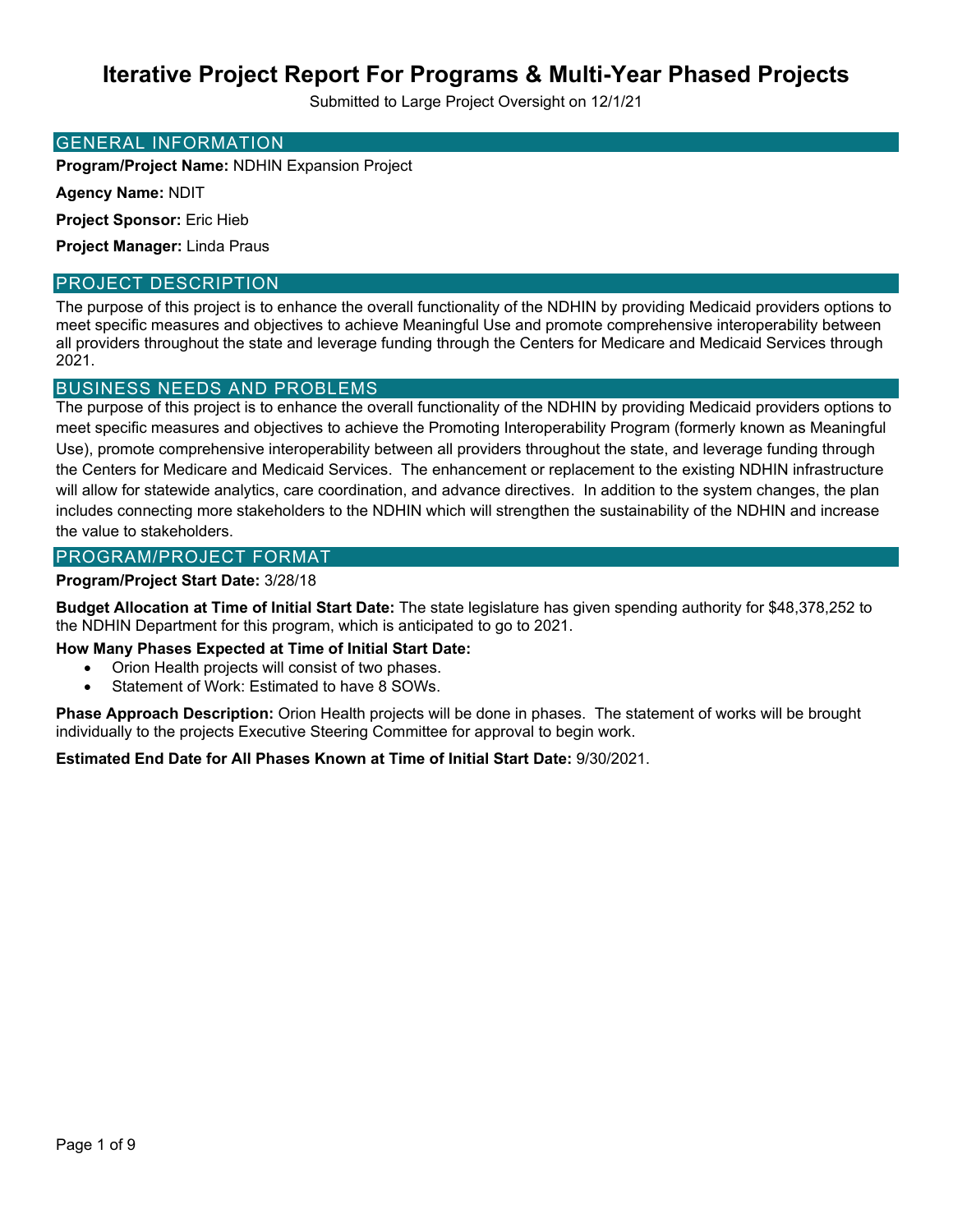# Iterative Project Report For Programs & Multi-Year Phased Projects

Submitted to Large Project Oversight on 12/1/21

## GENERAL INFORMATION

**Program/Project Name:** NDHIN Expansion Project

**Agency Name:** NDIT

**Project Sponsor:** Eric Hieb

**Project Manager:** Linda Praus

## PROJECT DESCRIPTION

The purpose of this project is to enhance the overall functionality of the NDHIN by providing Medicaid providers options to meet specific measures and objectives to achieve Meaningful Use and promote comprehensive interoperability between all providers throughout the state and leverage funding through the Centers for Medicare and Medicaid Services through 2021.

## BUSINESS NEEDS AND PROBLEMS

The purpose of this project is to enhance the overall functionality of the NDHIN by providing Medicaid providers options to meet specific measures and objectives to achieve the Promoting Interoperability Program (formerly known as Meaningful Use), promote comprehensive interoperability between all providers throughout the state, and leverage funding through the Centers for Medicare and Medicaid Services. The enhancement or replacement to the existing NDHIN infrastructure will allow for statewide analytics, care coordination, and advance directives. In addition to the system changes, the plan includes connecting more stakeholders to the NDHIN which will strengthen the sustainability of the NDHIN and increase the value to stakeholders.

## PROGRAM/PROJECT FORMAT

**Program/Project Start Date:** 3/28/18

**Budget Allocation at Time of Initial Start Date:** The state legislature has given spending authority for $48,378,252 to the NDHIN Department for this program, which is anticipated to go to 2021.

**How Many Phases Expected at Time of Initial Start Date:**

- Orion Health projects will consist of two phases.
- Statement of Work: Estimated to have 8 SOWs.

**Phase Approach Description:** Orion Health projects will be done in phases. The statement of works will be brought individually to the projects Executive Steering Committee for approval to begin work.

**Estimated End Date for All Phases Known at Time of Initial Start Date:** 9/30/2021.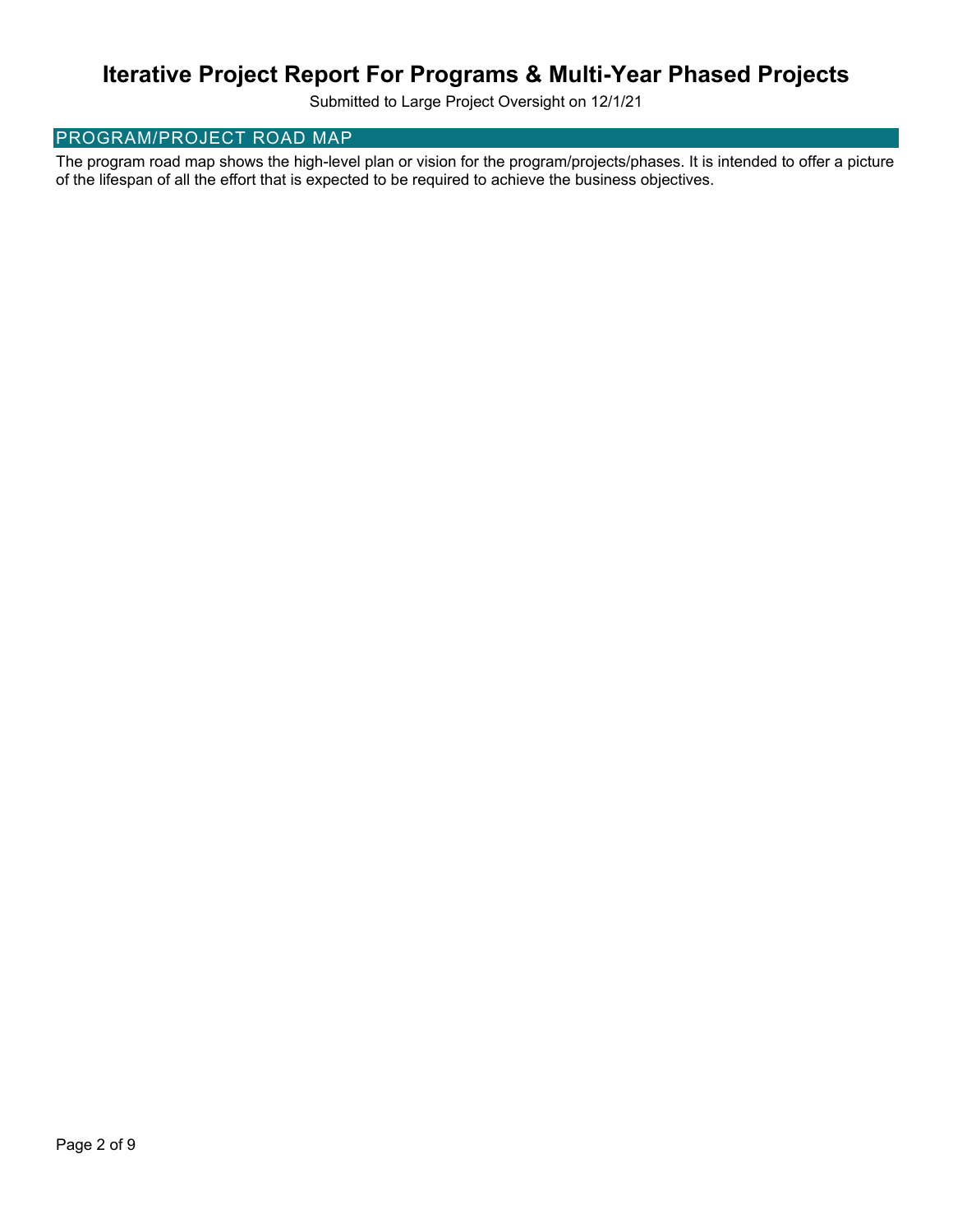# Iterative Project Report For Programs & Multi-Year Phased Projects

Submitted to Large Project Oversight on 12/1/21

## PROGRAM/PROJECT ROAD MAP

The program road map shows the high-level plan or vision for the program/projects/phases. It is intended to offer a picture of the lifespan of all the effort that is expected to be required to achieve the business objectives.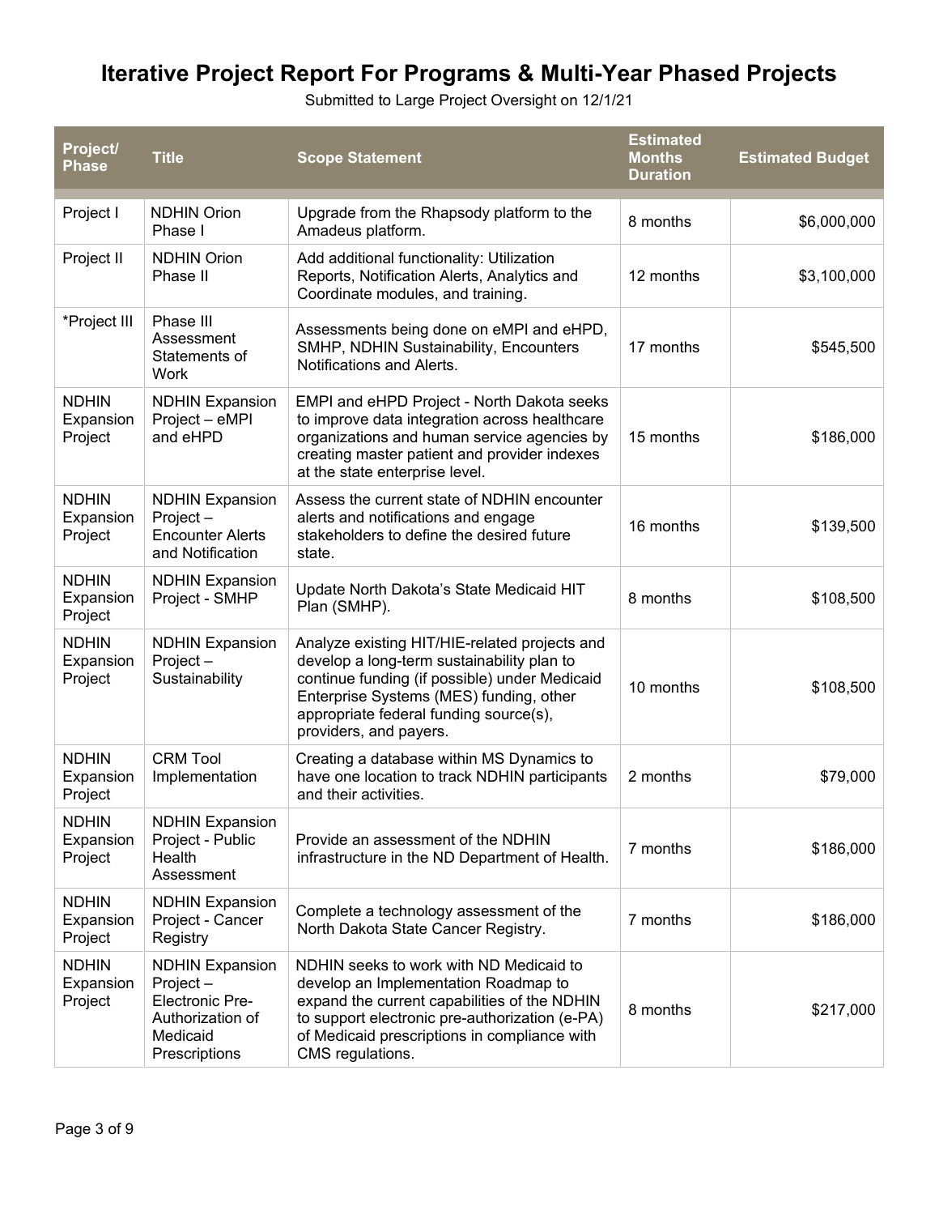# Iterative Project Report For Programs & Multi-Year Phased Projects

Submitted to Large Project Oversight on 12/1/21

| Project/ Phase | Title | Scope Statement | Estimated Months Duration | Estimated Budget |
|---|---|---|---|---|
| Project I | NDHIN Orion Phase I | Upgrade from the Rhapsody platform to the Amadeus platform. | 8 months | $6,000,000 |
| Project II | NDHIN Orion Phase II | Add additional functionality: Utilization Reports, Notification Alerts, Analytics and Coordinate modules, and training. | 12 months | $3,100,000 |
| *Project III | Phase III Assessment Statements of Work | Assessments being done on eMPI and eHPD, SMHP, NDHIN Sustainability, Encounters Notifications and Alerts. | 17 months | $545,500 |
| NDHIN Expansion Project | NDHIN Expansion Project – eMPI and eHPD | EMPI and eHPD Project - North Dakota seeks to improve data integration across healthcare organizations and human service agencies by creating master patient and provider indexes at the state enterprise level. | 15 months | $186,000 |
| NDHIN Expansion Project | NDHIN Expansion Project – Encounter Alerts and Notification | Assess the current state of NDHIN encounter alerts and notifications and engage stakeholders to define the desired future state. | 16 months | $139,500 |
| NDHIN Expansion Project | NDHIN Expansion Project - SMHP | Update North Dakota's State Medicaid HIT Plan (SMHP). | 8 months | $108,500 |
| NDHIN Expansion Project | NDHIN Expansion Project – Sustainability | Analyze existing HIT/HIE-related projects and develop a long-term sustainability plan to continue funding (if possible) under Medicaid Enterprise Systems (MES) funding, other appropriate federal funding source(s), providers, and payers. | 10 months | $108,500 |
| NDHIN Expansion Project | CRM Tool Implementation | Creating a database within MS Dynamics to have one location to track NDHIN participants and their activities. | 2 months | $79,000 |
| NDHIN Expansion Project | NDHIN Expansion Project - Public Health Assessment | Provide an assessment of the NDHIN infrastructure in the ND Department of Health. | 7 months | $186,000 |
| NDHIN Expansion Project | NDHIN Expansion Project - Cancer Registry | Complete a technology assessment of the North Dakota State Cancer Registry. | 7 months | $186,000 |
| NDHIN Expansion Project | NDHIN Expansion Project – Electronic Pre-Authorization of Medicaid Prescriptions | NDHIN seeks to work with ND Medicaid to develop an Implementation Roadmap to expand the current capabilities of the NDHIN to support electronic pre-authorization (e-PA) of Medicaid prescriptions in compliance with CMS regulations. | 8 months | $217,000 |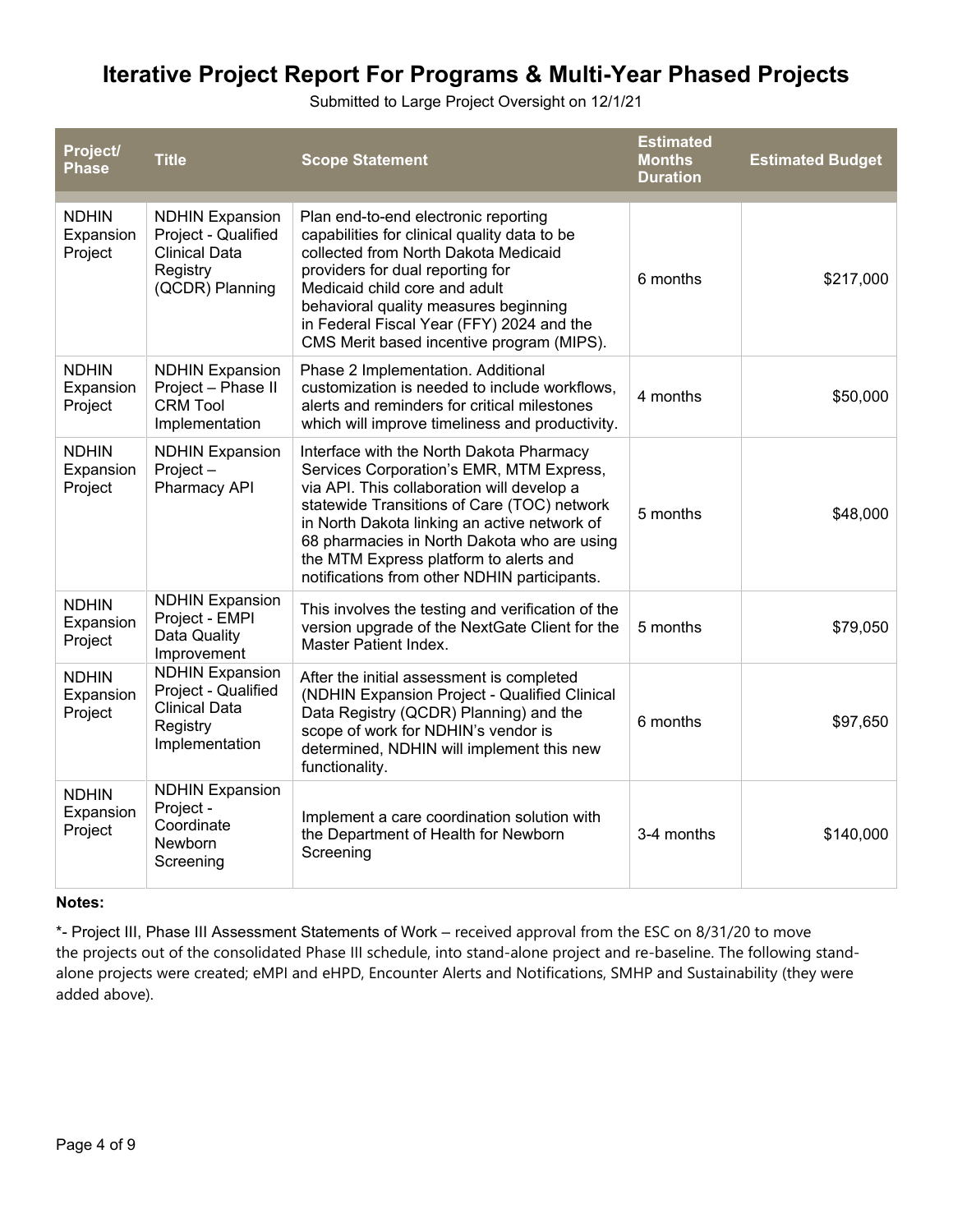# Iterative Project Report For Programs & Multi-Year Phased Projects

Submitted to Large Project Oversight on 12/1/21

| Project/ Phase | Title | Scope Statement | Estimated Months Duration | Estimated Budget |
|---|---|---|---|---|
| NDHIN Expansion Project | NDHIN Expansion Project - Qualified Clinical Data Registry (QCDR) Planning | Plan end-to-end electronic reporting capabilities for clinical quality data to be collected from North Dakota Medicaid providers for dual reporting for Medicaid child core and adult behavioral quality measures beginning in Federal Fiscal Year (FFY) 2024 and the CMS Merit based incentive program (MIPS). | 6 months | $217,000 |
| NDHIN Expansion Project | NDHIN Expansion Project – Phase II CRM Tool Implementation | Phase 2 Implementation. Additional customization is needed to include workflows, alerts and reminders for critical milestones which will improve timeliness and productivity. | 4 months | $50,000 |
| NDHIN Expansion Project | NDHIN Expansion Project – Pharmacy API | Interface with the North Dakota Pharmacy Services Corporation's EMR, MTM Express, via API. This collaboration will develop a statewide Transitions of Care (TOC) network in North Dakota linking an active network of 68 pharmacies in North Dakota who are using the MTM Express platform to alerts and notifications from other NDHIN participants. | 5 months | $48,000 |
| NDHIN Expansion Project | NDHIN Expansion Project - EMPI Data Quality Improvement | This involves the testing and verification of the version upgrade of the NextGate Client for the Master Patient Index. | 5 months | $79,050 |
| NDHIN Expansion Project | NDHIN Expansion Project - Qualified Clinical Data Registry Implementation | After the initial assessment is completed (NDHIN Expansion Project - Qualified Clinical Data Registry (QCDR) Planning) and the scope of work for NDHIN's vendor is determined, NDHIN will implement this new functionality. | 6 months | $97,650 |
| NDHIN Expansion Project | NDHIN Expansion Project - Coordinate Newborn Screening | Implement a care coordination solution with the Department of Health for Newborn Screening | 3-4 months | $140,000 |

**Notes:**

*- Project III, Phase III Assessment Statements of Work – received approval from the ESC on 8/31/20 to move the projects out of the consolidated Phase III schedule, into stand-alone project and re-baseline. The following stand-alone projects were created; eMPI and eHPD, Encounter Alerts and Notifications, SMHP and Sustainability (they were added above).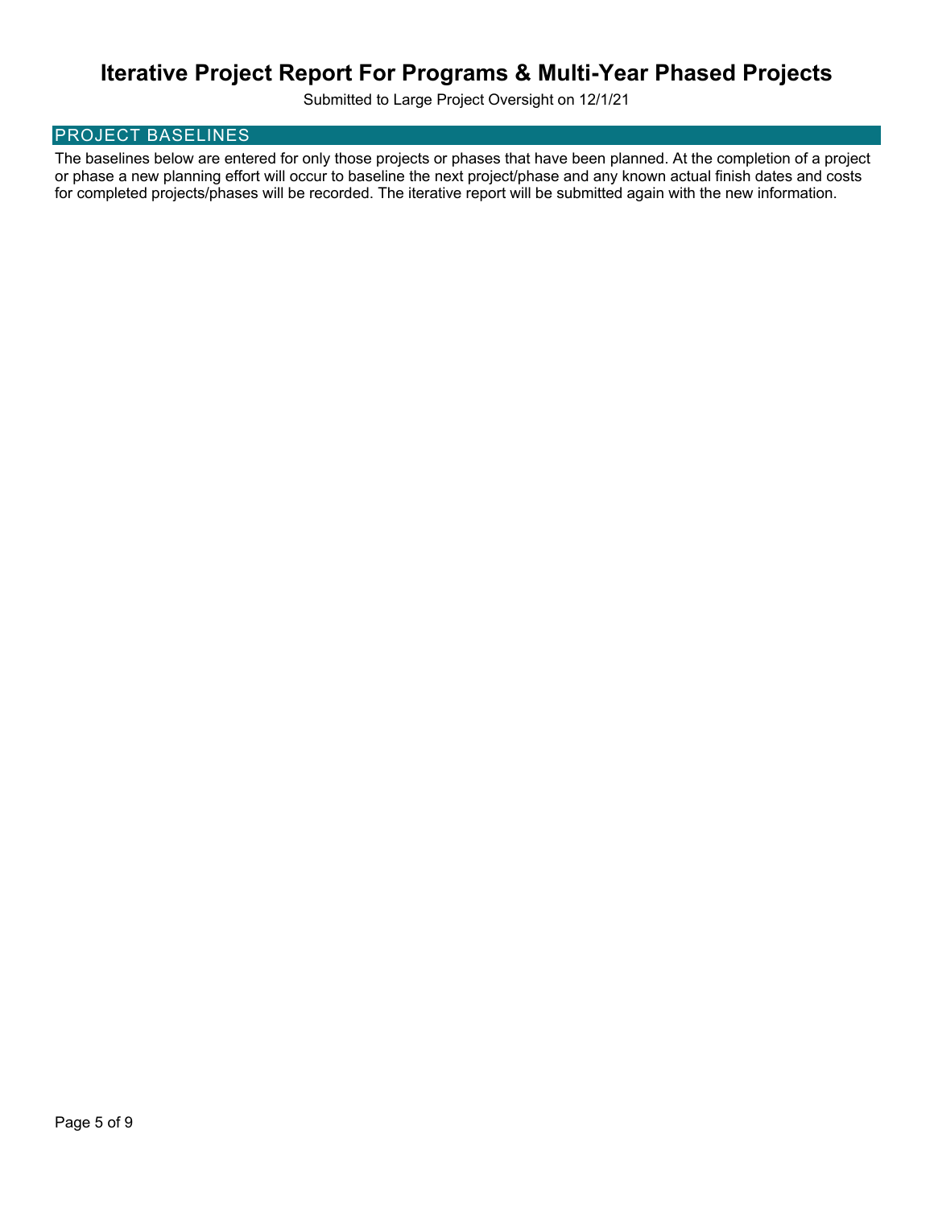# Iterative Project Report For Programs & Multi-Year Phased Projects

Submitted to Large Project Oversight on 12/1/21

## PROJECT BASELINES

The baselines below are entered for only those projects or phases that have been planned. At the completion of a project or phase a new planning effort will occur to baseline the next project/phase and any known actual finish dates and costs for completed projects/phases will be recorded. The iterative report will be submitted again with the new information.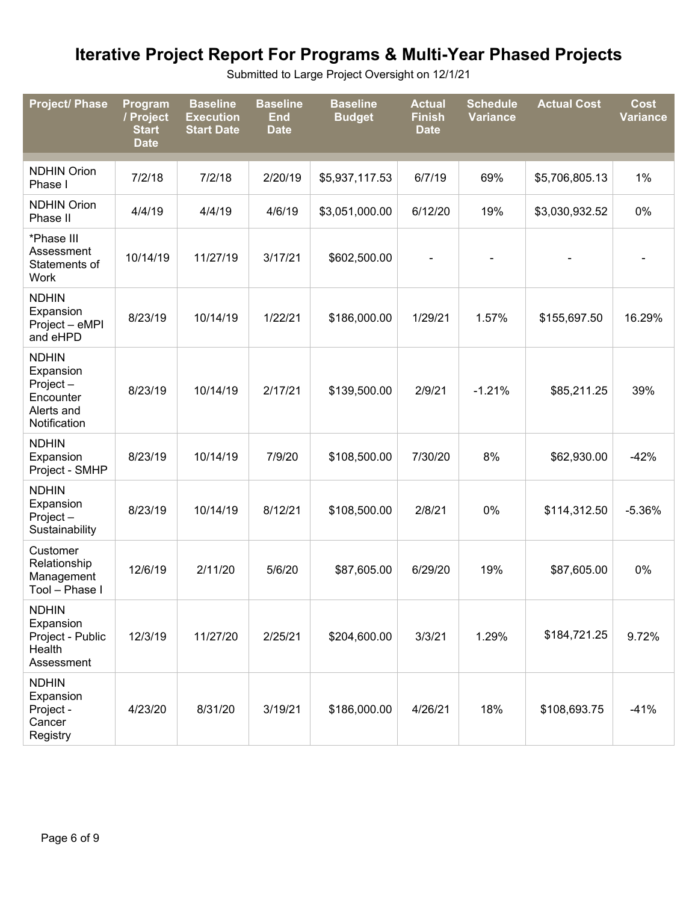# Iterative Project Report For Programs & Multi-Year Phased Projects

Submitted to Large Project Oversight on 12/1/21

| Project/ Phase | Program / Project Start Date | Baseline Execution Start Date | Baseline End Date | Baseline Budget | Actual Finish Date | Schedule Variance | Actual Cost | Cost Variance |
|---|---|---|---|---|---|---|---|---|
| NDHIN Orion Phase I | 7/2/18 | 7/2/18 | 2/20/19 | $5,937,117.53 | 6/7/19 | 69% | $5,706,805.13 | 1% |
| NDHIN Orion Phase II | 4/4/19 | 4/4/19 | 4/6/19 | $3,051,000.00 | 6/12/20 | 19% | $3,030,932.52 | 0% |
| *Phase III Assessment Statements of Work | 10/14/19 | 11/27/19 | 3/17/21 | $602,500.00 | - | - | - | - |
| NDHIN Expansion Project – eMPI and eHPD | 8/23/19 | 10/14/19 | 1/22/21 | $186,000.00 | 1/29/21 | 1.57% | $155,697.50 | 16.29% |
| NDHIN Expansion Project – Encounter Alerts and Notification | 8/23/19 | 10/14/19 | 2/17/21 | $139,500.00 | 2/9/21 | -1.21% | $85,211.25 | 39% |
| NDHIN Expansion Project - SMHP | 8/23/19 | 10/14/19 | 7/9/20 | $108,500.00 | 7/30/20 | 8% | $62,930.00 | -42% |
| NDHIN Expansion Project – Sustainability | 8/23/19 | 10/14/19 | 8/12/21 | $108,500.00 | 2/8/21 | 0% | $114,312.50 | -5.36% |
| Customer Relationship Management Tool – Phase I | 12/6/19 | 2/11/20 | 5/6/20 | $87,605.00 | 6/29/20 | 19% | $87,605.00 | 0% |
| NDHIN Expansion Project - Public Health Assessment | 12/3/19 | 11/27/20 | 2/25/21 | $204,600.00 | 3/3/21 | 1.29% | $184,721.25 | 9.72% |
| NDHIN Expansion Project - Cancer Registry | 4/23/20 | 8/31/20 | 3/19/21 | $186,000.00 | 4/26/21 | 18% | $108,693.75 | -41% |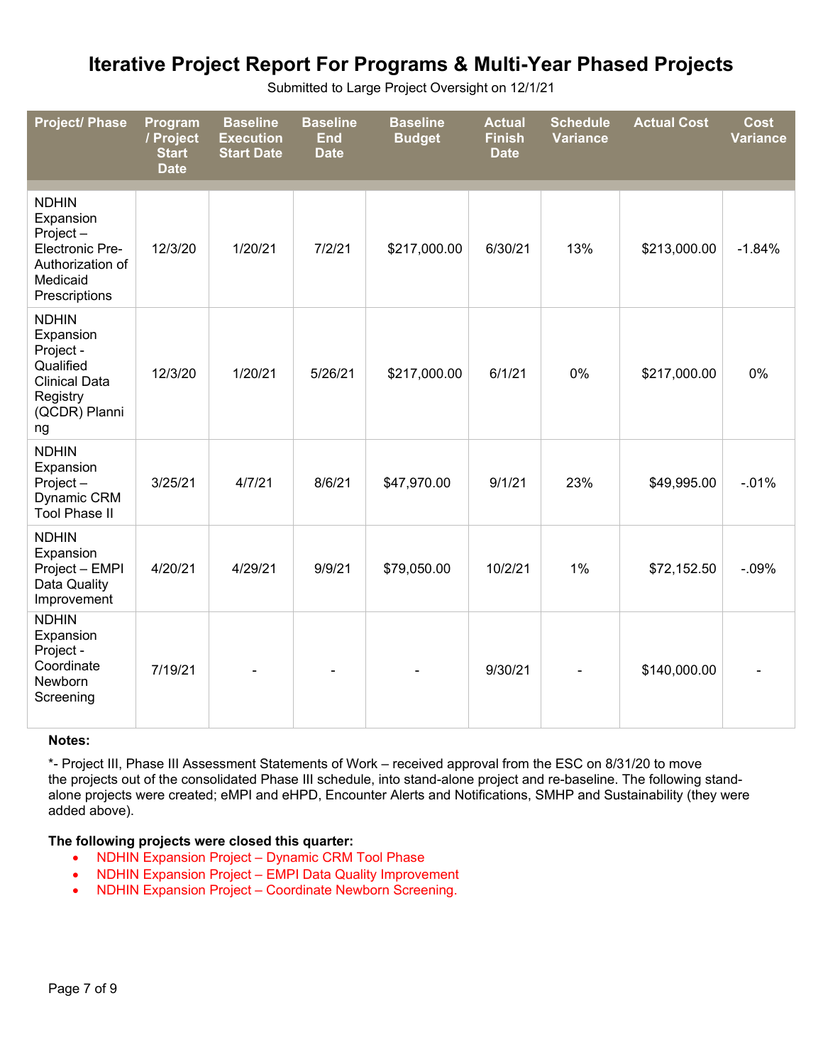# Iterative Project Report For Programs & Multi-Year Phased Projects

Submitted to Large Project Oversight on 12/1/21

| Project/ Phase | Program / Project Start Date | Baseline Execution Start Date | Baseline End Date | Baseline Budget | Actual Finish Date | Schedule Variance | Actual Cost | Cost Variance |
|---|---|---|---|---|---|---|---|---|
| NDHIN Expansion Project – Electronic Pre-Authorization of Medicaid Prescriptions | 12/3/20 | 1/20/21 | 7/2/21 | $217,000.00 | 6/30/21 | 13% | $213,000.00 | -1.84% |
| NDHIN Expansion Project - Qualified Clinical Data Registry (QCDR) Planning | 12/3/20 | 1/20/21 | 5/26/21 | $217,000.00 | 6/1/21 | 0% | $217,000.00 | 0% |
| NDHIN Expansion Project – Dynamic CRM Tool Phase II | 3/25/21 | 4/7/21 | 8/6/21 | $47,970.00 | 9/1/21 | 23% | $49,995.00 | -.01% |
| NDHIN Expansion Project – EMPI Data Quality Improvement | 4/20/21 | 4/29/21 | 9/9/21 | $79,050.00 | 10/2/21 | 1% | $72,152.50 | -.09% |
| NDHIN Expansion Project - Coordinate Newborn Screening | 7/19/21 | - | - | - | 9/30/21 | - | $140,000.00 | - |

**Notes:**

*- Project III, Phase III Assessment Statements of Work – received approval from the ESC on 8/31/20 to move the projects out of the consolidated Phase III schedule, into stand-alone project and re-baseline. The following stand-alone projects were created; eMPI and eHPD, Encounter Alerts and Notifications, SMHP and Sustainability (they were added above).

**The following projects were closed this quarter:**

- NDHIN Expansion Project – Dynamic CRM Tool Phase
- NDHIN Expansion Project – EMPI Data Quality Improvement
- NDHIN Expansion Project – Coordinate Newborn Screening.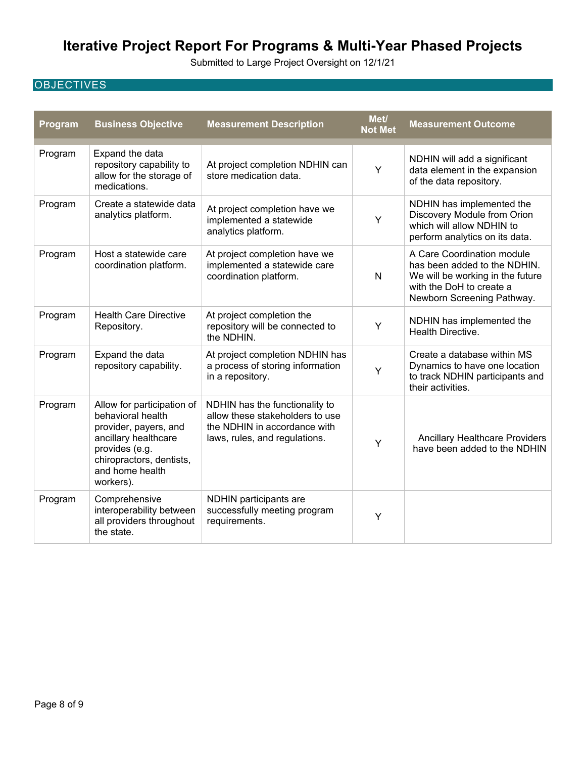# Iterative Project Report For Programs & Multi-Year Phased Projects

Submitted to Large Project Oversight on 12/1/21

## OBJECTIVES

| Program | Business Objective | Measurement Description | Met/ Not Met | Measurement Outcome |
|---|---|---|---|---|
| Program | Expand the data repository capability to allow for the storage of medications. | At project completion NDHIN can store medication data. | Y | NDHIN will add a significant data element in the expansion of the data repository. |
| Program | Create a statewide data analytics platform. | At project completion have we implemented a statewide analytics platform. | Y | NDHIN has implemented the Discovery Module from Orion which will allow NDHIN to perform analytics on its data. |
| Program | Host a statewide care coordination platform. | At project completion have we implemented a statewide care coordination platform. | N | A Care Coordination module has been added to the NDHIN. We will be working in the future with the DoH to create a Newborn Screening Pathway. |
| Program | Health Care Directive Repository. | At project completion the repository will be connected to the NDHIN. | Y | NDHIN has implemented the Health Directive. |
| Program | Expand the data repository capability. | At project completion NDHIN has a process of storing information in a repository. | Y | Create a database within MS Dynamics to have one location to track NDHIN participants and their activities. |
| Program | Allow for participation of behavioral health provider, payers, and ancillary healthcare provides (e.g. chiropractors, dentists, and home health workers). | NDHIN has the functionality to allow these stakeholders to use the NDHIN in accordance with laws, rules, and regulations. | Y | Ancillary Healthcare Providers have been added to the NDHIN |
| Program | Comprehensive interoperability between all providers throughout the state. | NDHIN participants are successfully meeting program requirements. | Y | |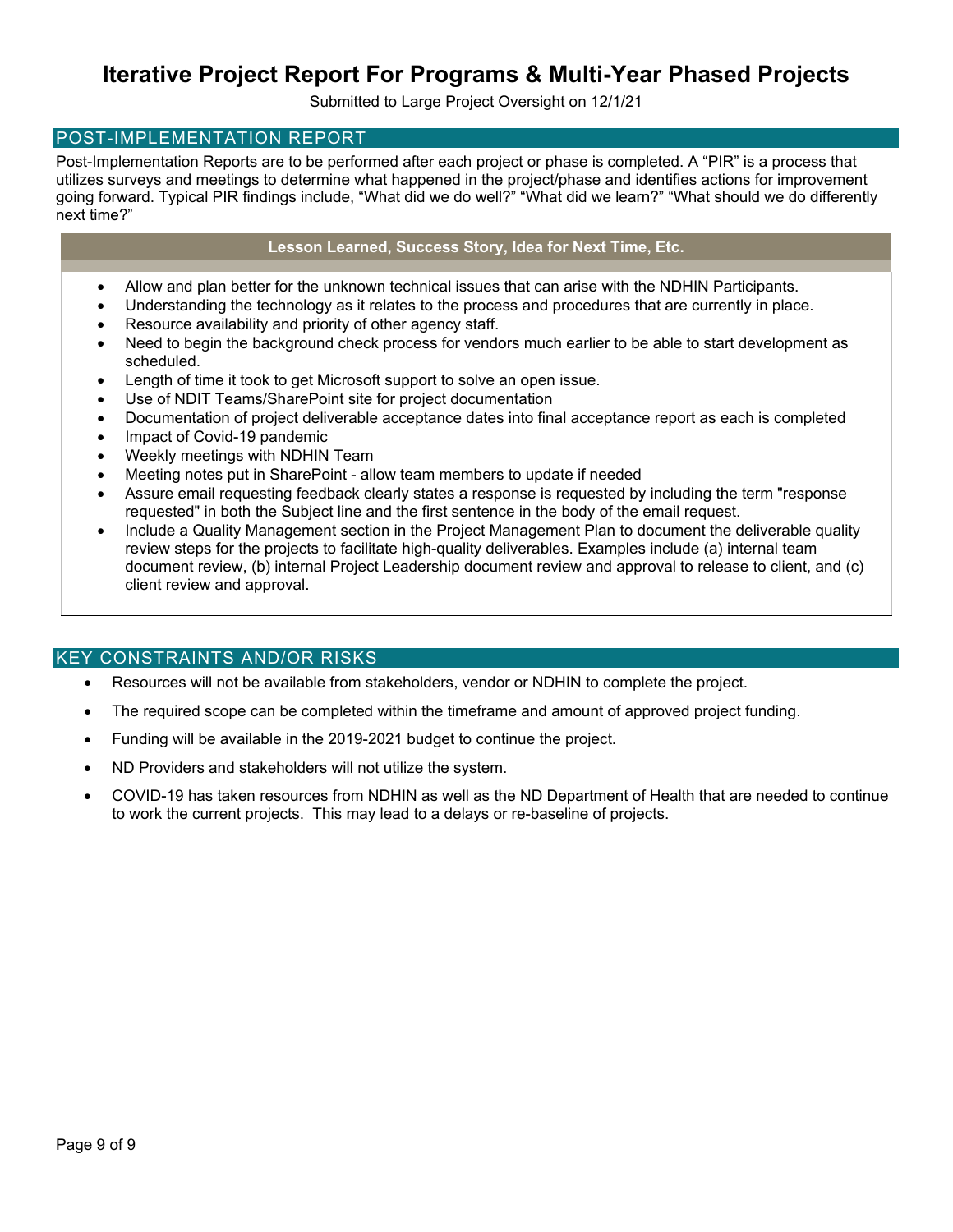# Iterative Project Report For Programs & Multi-Year Phased Projects

Submitted to Large Project Oversight on 12/1/21

## POST-IMPLEMENTATION REPORT

Post-Implementation Reports are to be performed after each project or phase is completed. A "PIR" is a process that utilizes surveys and meetings to determine what happened in the project/phase and identifies actions for improvement going forward. Typical PIR findings include, "What did we do well?" "What did we learn?" "What should we do differently next time?"

| Lesson Learned, Success Story, Idea for Next Time, Etc. |
| --- |
| <ul><li>Allow and plan better for the unknown technical issues that can arise with the NDHIN Participants.</li><li>Understanding the technology as it relates to the process and procedures that are currently in place.</li><li>Resource availability and priority of other agency staff.</li><li>Need to begin the background check process for vendors much earlier to be able to start development as scheduled.</li><li>Length of time it took to get Microsoft support to solve an open issue.</li><li>Use of NDIT Teams/SharePoint site for project documentation</li><li>Documentation of project deliverable acceptance dates into final acceptance report as each is completed</li><li>Impact of Covid-19 pandemic</li><li>Weekly meetings with NDHIN Team</li><li>Meeting notes put in SharePoint - allow team members to update if needed</li><li>Assure email requesting feedback clearly states a response is requested by including the term "response requested" in both the Subject line and the first sentence in the body of the email request.</li><li>Include a Quality Management section in the Project Management Plan to document the deliverable quality review steps for the projects to facilitate high-quality deliverables. Examples include (a) internal team document review, (b) internal Project Leadership document review and approval to release to client, and (c) client review and approval.</li></ul> |

## KEY CONSTRAINTS AND/OR RISKS

- Resources will not be available from stakeholders, vendor or NDHIN to complete the project.
- The required scope can be completed within the timeframe and amount of approved project funding.
- Funding will be available in the 2019-2021 budget to continue the project.
- ND Providers and stakeholders will not utilize the system.
- COVID-19 has taken resources from NDHIN as well as the ND Department of Health that are needed to continue to work the current projects. This may lead to a delays or re-baseline of projects.